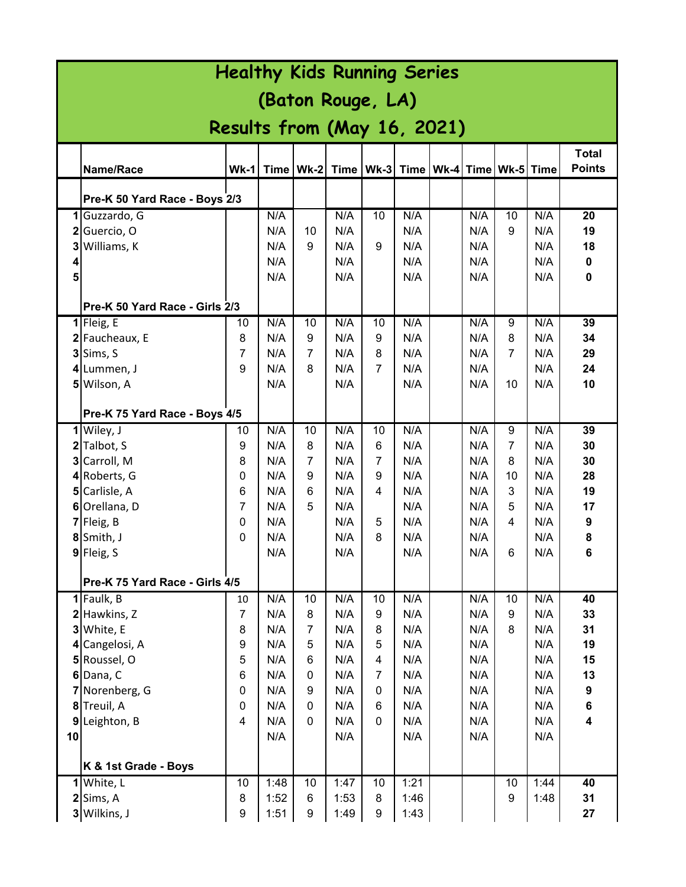# Healthy Kids Running Series

# (Baton Rouge, LA)

# Results from (May 16, 2021)

| | Name/Race | Wk-1 | Time | Wk-2 | Time | Wk-3 | Time | Wk-4 | Time | Wk-5 | Time | Total Points |
|---|---|---|---|---|---|---|---|---|---|---|---|---|
| | **Pre-K 50 Yard Race - Boys 2/3** | | | | | | | | | | | |
| 1 | Guzzardo, G | | N/A | | N/A | 10 | N/A | | N/A | 10 | N/A | 20 |
| 2 | Guercio, O | | N/A | 10 | N/A | | N/A | | N/A | 9 | N/A | 19 |
| 3 | Williams, K | | N/A | 9 | N/A | 9 | N/A | | N/A | | N/A | 18 |
| 4 | | | N/A | | N/A | | N/A | | N/A | | N/A | 0 |
| 5 | | | N/A | | N/A | | N/A | | N/A | | N/A | 0 |
| | **Pre-K 50 Yard Race - Girls 2/3** | | | | | | | | | | | |
| 1 | Fleig, E | 10 | N/A | 10 | N/A | 10 | N/A | | N/A | 9 | N/A | 39 |
| 2 | Faucheaux, E | 8 | N/A | 9 | N/A | 9 | N/A | | N/A | 8 | N/A | 34 |
| 3 | Sims, S | 7 | N/A | 7 | N/A | 8 | N/A | | N/A | 7 | N/A | 29 |
| 4 | Lummen, J | 9 | N/A | 8 | N/A | 7 | N/A | | N/A | | N/A | 24 |
| 5 | Wilson, A | | N/A | | N/A | | N/A | | N/A | 10 | N/A | 10 |
| | **Pre-K 75 Yard Race - Boys 4/5** | | | | | | | | | | | |
| 1 | Wiley, J | 10 | N/A | 10 | N/A | 10 | N/A | | N/A | 9 | N/A | 39 |
| 2 | Talbot, S | 9 | N/A | 8 | N/A | 6 | N/A | | N/A | 7 | N/A | 30 |
| 3 | Carroll, M | 8 | N/A | 7 | N/A | 7 | N/A | | N/A | 8 | N/A | 30 |
| 4 | Roberts, G | 0 | N/A | 9 | N/A | 9 | N/A | | N/A | 10 | N/A | 28 |
| 5 | Carlisle, A | 6 | N/A | 6 | N/A | 4 | N/A | | N/A | 3 | N/A | 19 |
| 6 | Orellana, D | 7 | N/A | 5 | N/A | | N/A | | N/A | 5 | N/A | 17 |
| 7 | Fleig, B | 0 | N/A | | N/A | 5 | N/A | | N/A | 4 | N/A | 9 |
| 8 | Smith, J | 0 | N/A | | N/A | 8 | N/A | | N/A | | N/A | 8 |
| 9 | Fleig, S | | N/A | | N/A | | N/A | | N/A | 6 | N/A | 6 |
| | **Pre-K 75 Yard Race - Girls 4/5** | | | | | | | | | | | |
| 1 | Faulk, B | 10 | N/A | 10 | N/A | 10 | N/A | | N/A | 10 | N/A | 40 |
| 2 | Hawkins, Z | 7 | N/A | 8 | N/A | 9 | N/A | | N/A | 9 | N/A | 33 |
| 3 | White, E | 8 | N/A | 7 | N/A | 8 | N/A | | N/A | 8 | N/A | 31 |
| 4 | Cangelosi, A | 9 | N/A | 5 | N/A | 5 | N/A | | N/A | | N/A | 19 |
| 5 | Roussel, O | 5 | N/A | 6 | N/A | 4 | N/A | | N/A | | N/A | 15 |
| 6 | Dana, C | 6 | N/A | 0 | N/A | 7 | N/A | | N/A | | N/A | 13 |
| 7 | Norenberg, G | 0 | N/A | 9 | N/A | 0 | N/A | | N/A | | N/A | 9 |
| 8 | Treuil, A | 0 | N/A | 0 | N/A | 6 | N/A | | N/A | | N/A | 6 |
| 9 | Leighton, B | 4 | N/A | 0 | N/A | 0 | N/A | | N/A | | N/A | 4 |
| 10 | | | N/A | | N/A | | N/A | | N/A | | N/A | |
| | **K & 1st Grade - Boys** | | | | | | | | | | | |
| 1 | White, L | 10 | 1:48 | 10 | 1:47 | 10 | 1:21 | | | 10 | 1:44 | 40 |
| 2 | Sims, A | 8 | 1:52 | 6 | 1:53 | 8 | 1:46 | | | 9 | 1:48 | 31 |
| 3 | Wilkins, J | 9 | 1:51 | 9 | 1:49 | 9 | 1:43 | | | | | 27 |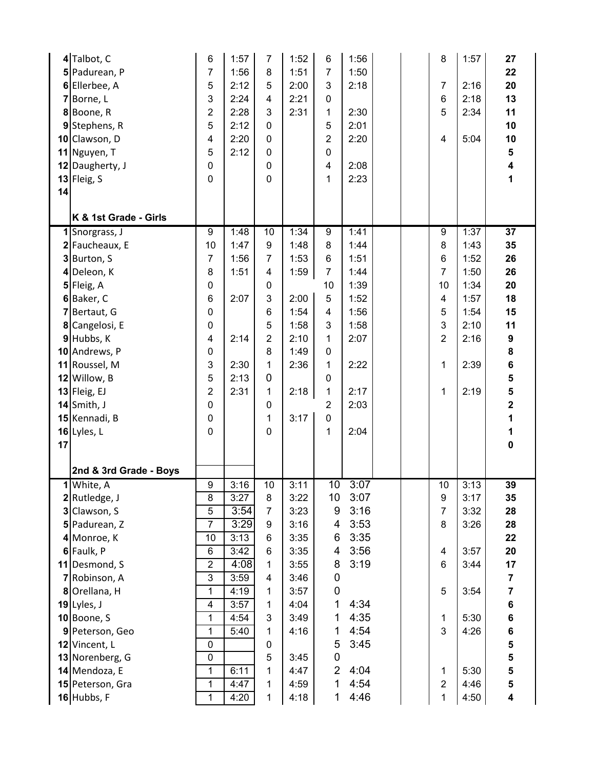| # | Name | Pts | Time | Pts | Time | Pts | Time | | | Pts | Time | Total |
|---|---|---|---|---|---|---|---|---|---|---|---|---|
| 4 | Talbot, C | 6 | 1:57 | 7 | 1:52 | 6 | 1:56 | | | 8 | 1:57 | 27 |
| 5 | Padurean, P | 7 | 1:56 | 8 | 1:51 | 7 | 1:50 | | | | | 22 |
| 6 | Ellerbee, A | 5 | 2:12 | 5 | 2:00 | 3 | 2:18 | | | 7 | 2:16 | 20 |
| 7 | Borne, L | 3 | 2:24 | 4 | 2:21 | 0 | | | | 6 | 2:18 | 13 |
| 8 | Boone, R | 2 | 2:28 | 3 | 2:31 | 1 | 2:30 | | | 5 | 2:34 | 11 |
| 9 | Stephens, R | 5 | 2:12 | 0 | | 5 | 2:01 | | | | | 10 |
| 10 | Clawson, D | 4 | 2:20 | 0 | | 2 | 2:20 | | | 4 | 5:04 | 10 |
| 11 | Nguyen, T | 5 | 2:12 | 0 | | 0 | | | | | | 5 |
| 12 | Daugherty, J | 0 | | 0 | | 4 | 2:08 | | | | | 4 |
| 13 | Fleig, S | 0 | | 0 | | 1 | 2:23 | | | | | 1 |
| 14 | | | | | | | | | | | | |
| | **K & 1st Grade - Girls** | | | | | | | | | | | |
| 1 | Snorgrass, J | 9 | 1:48 | 10 | 1:34 | 9 | 1:41 | | | 9 | 1:37 | 37 |
| 2 | Faucheaux, E | 10 | 1:47 | 9 | 1:48 | 8 | 1:44 | | | 8 | 1:43 | 35 |
| 3 | Burton, S | 7 | 1:56 | 7 | 1:53 | 6 | 1:51 | | | 6 | 1:52 | 26 |
| 4 | Deleon, K | 8 | 1:51 | 4 | 1:59 | 7 | 1:44 | | | 7 | 1:50 | 26 |
| 5 | Fleig, A | 0 | | 0 | | 10 | 1:39 | | | 10 | 1:34 | 20 |
| 6 | Baker, C | 6 | 2:07 | 3 | 2:00 | 5 | 1:52 | | | 4 | 1:57 | 18 |
| 7 | Bertaut, G | 0 | | 6 | 1:54 | 4 | 1:56 | | | 5 | 1:54 | 15 |
| 8 | Cangelosi, E | 0 | | 5 | 1:58 | 3 | 1:58 | | | 3 | 2:10 | 11 |
| 9 | Hubbs, K | 4 | 2:14 | 2 | 2:10 | 1 | 2:07 | | | 2 | 2:16 | 9 |
| 10 | Andrews, P | 0 | | 8 | 1:49 | 0 | | | | | | 8 |
| 11 | Roussel, M | 3 | 2:30 | 1 | 2:36 | 1 | 2:22 | | | 1 | 2:39 | 6 |
| 12 | Willow, B | 5 | 2:13 | 0 | | 0 | | | | | | 5 |
| 13 | Fleig, EJ | 2 | 2:31 | 1 | 2:18 | 1 | 2:17 | | | 1 | 2:19 | 5 |
| 14 | Smith, J | 0 | | 0 | | 2 | 2:03 | | | | | 2 |
| 15 | Kennadi, B | 0 | | 1 | 3:17 | 0 | | | | | | 1 |
| 16 | Lyles, L | 0 | | 0 | | 1 | 2:04 | | | | | 1 |
| 17 | | | | | | | | | | | | 0 |
| | **2nd & 3rd Grade - Boys** | | | | | | | | | | | |
| 1 | White, A | 9 | 3:16 | 10 | 3:11 | 10 | 3:07 | | | 10 | 3:13 | 39 |
| 2 | Rutledge, J | 8 | 3:27 | 8 | 3:22 | 10 | 3:07 | | | 9 | 3:17 | 35 |
| 3 | Clawson, S | 5 | 3:54 | 7 | 3:23 | 9 | 3:16 | | | 7 | 3:32 | 28 |
| 5 | Padurean, Z | 7 | 3:29 | 9 | 3:16 | 4 | 3:53 | | | 8 | 3:26 | 28 |
| 4 | Monroe, K | 10 | 3:13 | 6 | 3:35 | 6 | 3:35 | | | | | 22 |
| 6 | Faulk, P | 6 | 3:42 | 6 | 3:35 | 4 | 3:56 | | | 4 | 3:57 | 20 |
| 11 | Desmond, S | 2 | 4:08 | 1 | 3:55 | 8 | 3:19 | | | 6 | 3:44 | 17 |
| 7 | Robinson, A | 3 | 3:59 | 4 | 3:46 | 0 | | | | | | 7 |
| 8 | Orellana, H | 1 | 4:19 | 1 | 3:57 | 0 | | | | 5 | 3:54 | 7 |
| 19 | Lyles, J | 4 | 3:57 | 1 | 4:04 | 1 | 4:34 | | | | | 6 |
| 10 | Boone, S | 1 | 4:54 | 3 | 3:49 | 1 | 4:35 | | | 1 | 5:30 | 6 |
| 9 | Peterson, Geo | 1 | 5:40 | 1 | 4:16 | 1 | 4:54 | | | 3 | 4:26 | 6 |
| 12 | Vincent, L | 0 | | 0 | | 5 | 3:45 | | | | | 5 |
| 13 | Norenberg, G | 0 | | 5 | 3:45 | 0 | | | | | | 5 |
| 14 | Mendoza, E | 1 | 6:11 | 1 | 4:47 | 2 | 4:04 | | | 1 | 5:30 | 5 |
| 15 | Peterson, Gra | 1 | 4:47 | 1 | 4:59 | 1 | 4:54 | | | 2 | 4:46 | 5 |
| 16 | Hubbs, F | 1 | 4:20 | 1 | 4:18 | 1 | 4:46 | | | 1 | 4:50 | 4 |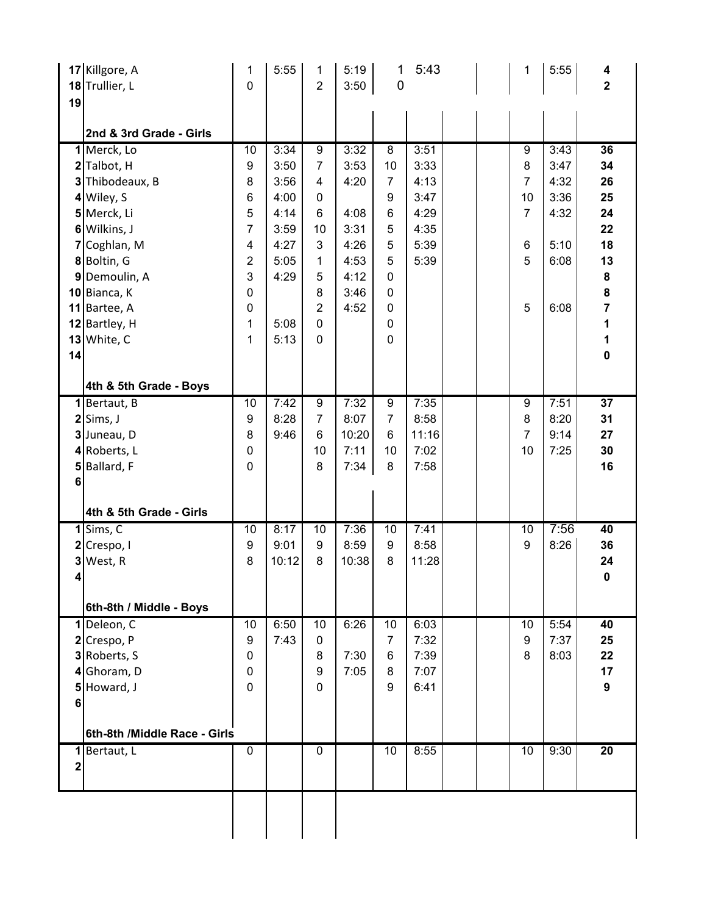| # | Name | Pts | Time | Pts | Time | Pts | Time | | | Pts | Time | Total |
|---|---|---|---|---|---|---|---|---|---|---|---|---|
| 17 | Killgore, A | 1 | 5:55 | 1 | 5:19 | 1 | 5:43 | | | 1 | 5:55 | 4 |
| 18 | Trullier, L | 0 | | 2 | 3:50 | 0 | | | | | | 2 |
| 19 | | | | | | | | | | | | |
| | **2nd & 3rd Grade - Girls** | | | | | | | | | | | |
| 1 | Merck, Lo | 10 | 3:34 | 9 | 3:32 | 8 | 3:51 | | | 9 | 3:43 | 36 |
| 2 | Talbot, H | 9 | 3:50 | 7 | 3:53 | 10 | 3:33 | | | 8 | 3:47 | 34 |
| 3 | Thibodeaux, B | 8 | 3:56 | 4 | 4:20 | 7 | 4:13 | | | 7 | 4:32 | 26 |
| 4 | Wiley, S | 6 | 4:00 | 0 | | 9 | 3:47 | | | 10 | 3:36 | 25 |
| 5 | Merck, Li | 5 | 4:14 | 6 | 4:08 | 6 | 4:29 | | | 7 | 4:32 | 24 |
| 6 | Wilkins, J | 7 | 3:59 | 10 | 3:31 | 5 | 4:35 | | | | | 22 |
| 7 | Coghlan, M | 4 | 4:27 | 3 | 4:26 | 5 | 5:39 | | | 6 | 5:10 | 18 |
| 8 | Boltin, G | 2 | 5:05 | 1 | 4:53 | 5 | 5:39 | | | 5 | 6:08 | 13 |
| 9 | Demoulin, A | 3 | 4:29 | 5 | 4:12 | 0 | | | | | | 8 |
| 10 | Bianca, K | 0 | | 8 | 3:46 | 0 | | | | | | 8 |
| 11 | Bartee, A | 0 | | 2 | 4:52 | 0 | | | | 5 | 6:08 | 7 |
| 12 | Bartley, H | 1 | 5:08 | 0 | | 0 | | | | | | 1 |
| 13 | White, C | 1 | 5:13 | 0 | | 0 | | | | | | 1 |
| 14 | | | | | | | | | | | | 0 |
| | **4th & 5th Grade - Boys** | | | | | | | | | | | |
| 1 | Bertaut, B | 10 | 7:42 | 9 | 7:32 | 9 | 7:35 | | | 9 | 7:51 | 37 |
| 2 | Sims, J | 9 | 8:28 | 7 | 8:07 | 7 | 8:58 | | | 8 | 8:20 | 31 |
| 3 | Juneau, D | 8 | 9:46 | 6 | 10:20 | 6 | 11:16 | | | 7 | 9:14 | 27 |
| 4 | Roberts, L | 0 | | 10 | 7:11 | 10 | 7:02 | | | 10 | 7:25 | 30 |
| 5 | Ballard, F | 0 | | 8 | 7:34 | 8 | 7:58 | | | | | 16 |
| 6 | | | | | | | | | | | | |
| | **4th & 5th Grade - Girls** | | | | | | | | | | | |
| 1 | Sims, C | 10 | 8:17 | 10 | 7:36 | 10 | 7:41 | | | 10 | 7:56 | 40 |
| 2 | Crespo, I | 9 | 9:01 | 9 | 8:59 | 9 | 8:58 | | | 9 | 8:26 | 36 |
| 3 | West, R | 8 | 10:12 | 8 | 10:38 | 8 | 11:28 | | | | | 24 |
| 4 | | | | | | | | | | | | 0 |
| | **6th-8th / Middle - Boys** | | | | | | | | | | | |
| 1 | Deleon, C | 10 | 6:50 | 10 | 6:26 | 10 | 6:03 | | | 10 | 5:54 | 40 |
| 2 | Crespo, P | 9 | 7:43 | 0 | | 7 | 7:32 | | | 9 | 7:37 | 25 |
| 3 | Roberts, S | 0 | | 8 | 7:30 | 6 | 7:39 | | | 8 | 8:03 | 22 |
| 4 | Ghoram, D | 0 | | 9 | 7:05 | 8 | 7:07 | | | | | 17 |
| 5 | Howard, J | 0 | | 0 | | 9 | 6:41 | | | | | 9 |
| 6 | | | | | | | | | | | | |
| | **6th-8th /Middle Race - Girls** | | | | | | | | | | | |
| 1 | Bertaut, L | 0 | | 0 | | 10 | 8:55 | | | 10 | 9:30 | 20 |
| 2 | | | | | | | | | | | | |